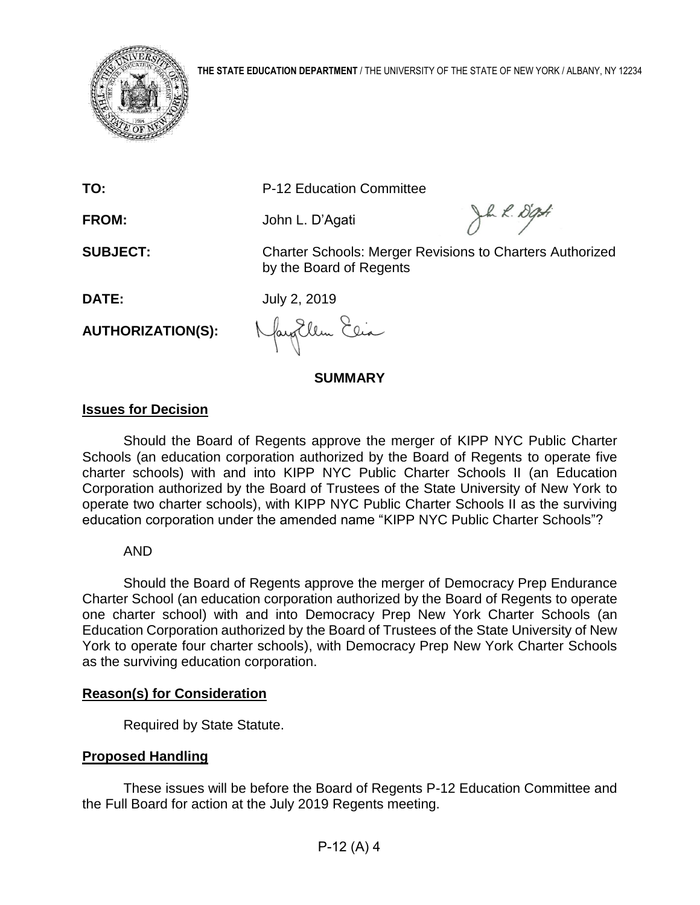**THE STATE EDUCATION DEPARTMENT** / THE UNIVERSITY OF THE STATE OF NEW YORK / ALBANY, NY 12234

**TO:** P-12 Education Committee

**FROM:** John L. D'Agati

**SUBJECT:** Charter Schools: Merger Revisions to Charters Authorized by the Board of Regents

**DATE:** July 2, 2019

**AUTHORIZATION(S):**

## SUMMARY

### Issues for Decision

Should the Board of Regents approve the merger of KIPP NYC Public Charter Schools (an education corporation authorized by the Board of Regents to operate five charter schools) with and into KIPP NYC Public Charter Schools II (an Education Corporation authorized by the Board of Trustees of the State University of New York to operate two charter schools), with KIPP NYC Public Charter Schools II as the surviving education corporation under the amended name "KIPP NYC Public Charter Schools"?

AND

Should the Board of Regents approve the merger of Democracy Prep Endurance Charter School (an education corporation authorized by the Board of Regents to operate one charter school) with and into Democracy Prep New York Charter Schools (an Education Corporation authorized by the Board of Trustees of the State University of New York to operate four charter schools), with Democracy Prep New York Charter Schools as the surviving education corporation.

### Reason(s) for Consideration

Required by State Statute.

### Proposed Handling

These issues will be before the Board of Regents P-12 Education Committee and the Full Board for action at the July 2019 Regents meeting.

P-12 (A) 4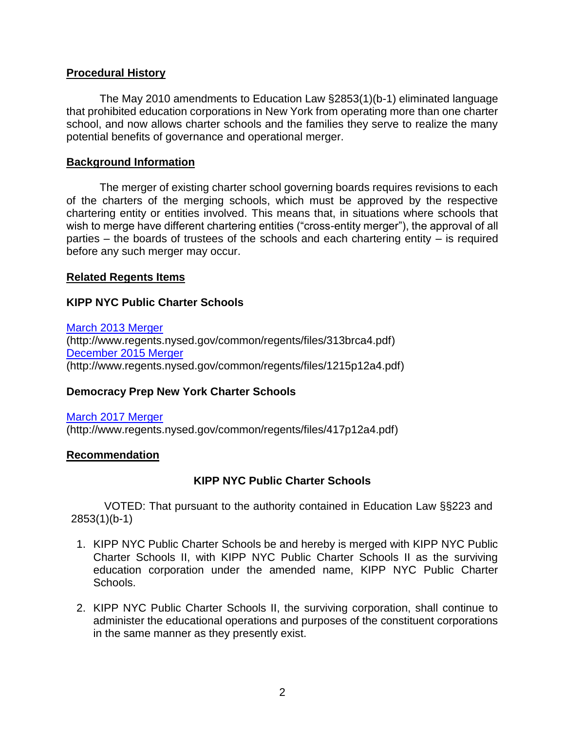## Procedural History

The May 2010 amendments to Education Law §2853(1)(b-1) eliminated language that prohibited education corporations in New York from operating more than one charter school, and now allows charter schools and the families they serve to realize the many potential benefits of governance and operational merger.

## Background Information

The merger of existing charter school governing boards requires revisions to each of the charters of the merging schools, which must be approved by the respective chartering entity or entities involved. This means that, in situations where schools that wish to merge have different chartering entities ("cross-entity merger"), the approval of all parties – the boards of trustees of the schools and each chartering entity – is required before any such merger may occur.

## Related Regents Items

### KIPP NYC Public Charter Schools

[March 2013 Merger](http://www.regents.nysed.gov/common/regents/files/313brca4.pdf)
(http://www.regents.nysed.gov/common/regents/files/313brca4.pdf)
[December 2015 Merger](http://www.regents.nysed.gov/common/regents/files/1215p12a4.pdf)
(http://www.regents.nysed.gov/common/regents/files/1215p12a4.pdf)

### Democracy Prep New York Charter Schools

[March 2017 Merger](http://www.regents.nysed.gov/common/regents/files/417p12a4.pdf)
(http://www.regents.nysed.gov/common/regents/files/417p12a4.pdf)

## Recommendation

### KIPP NYC Public Charter Schools

VOTED: That pursuant to the authority contained in Education Law §§223 and 2853(1)(b-1)

1. KIPP NYC Public Charter Schools be and hereby is merged with KIPP NYC Public Charter Schools II, with KIPP NYC Public Charter Schools II as the surviving education corporation under the amended name, KIPP NYC Public Charter Schools.

2. KIPP NYC Public Charter Schools II, the surviving corporation, shall continue to administer the educational operations and purposes of the constituent corporations in the same manner as they presently exist.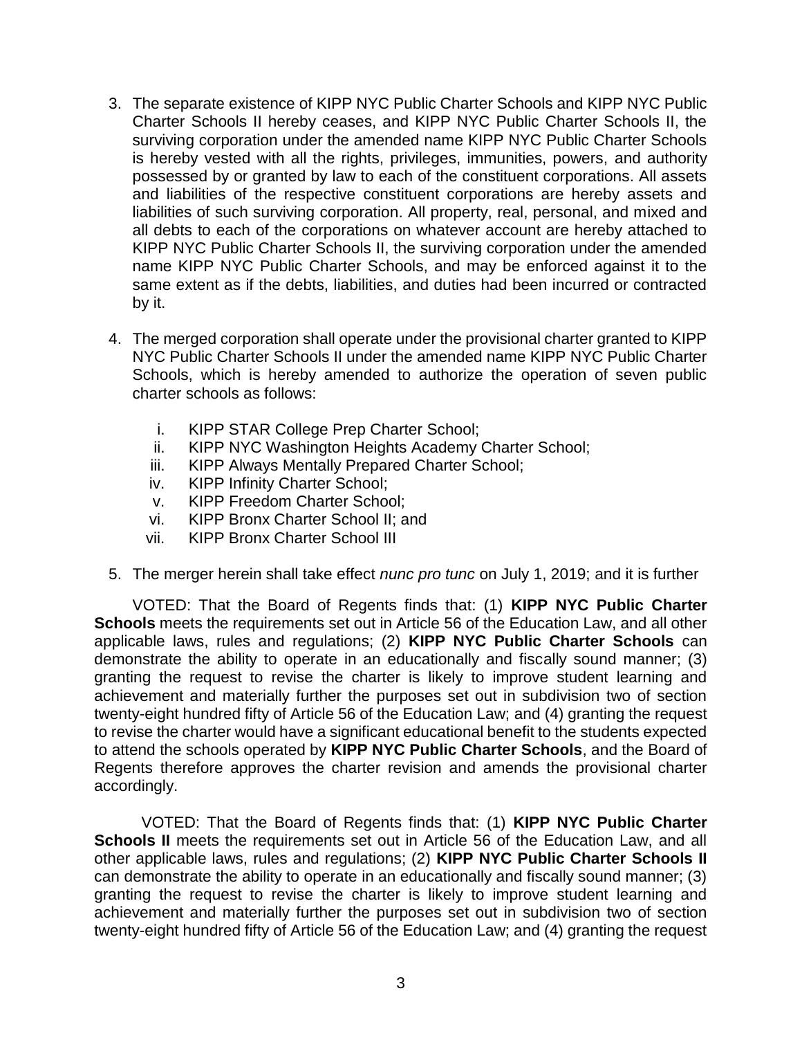3. The separate existence of KIPP NYC Public Charter Schools and KIPP NYC Public Charter Schools II hereby ceases, and KIPP NYC Public Charter Schools II, the surviving corporation under the amended name KIPP NYC Public Charter Schools is hereby vested with all the rights, privileges, immunities, powers, and authority possessed by or granted by law to each of the constituent corporations. All assets and liabilities of the respective constituent corporations are hereby assets and liabilities of such surviving corporation. All property, real, personal, and mixed and all debts to each of the corporations on whatever account are hereby attached to KIPP NYC Public Charter Schools II, the surviving corporation under the amended name KIPP NYC Public Charter Schools, and may be enforced against it to the same extent as if the debts, liabilities, and duties had been incurred or contracted by it.

4. The merged corporation shall operate under the provisional charter granted to KIPP NYC Public Charter Schools II under the amended name KIPP NYC Public Charter Schools, which is hereby amended to authorize the operation of seven public charter schools as follows:

   i. KIPP STAR College Prep Charter School;
   ii. KIPP NYC Washington Heights Academy Charter School;
   iii. KIPP Always Mentally Prepared Charter School;
   iv. KIPP Infinity Charter School;
   v. KIPP Freedom Charter School;
   vi. KIPP Bronx Charter School II; and
   vii. KIPP Bronx Charter School III

5. The merger herein shall take effect *nunc pro tunc* on July 1, 2019; and it is further

VOTED: That the Board of Regents finds that: (1) **KIPP NYC Public Charter Schools** meets the requirements set out in Article 56 of the Education Law, and all other applicable laws, rules and regulations; (2) **KIPP NYC Public Charter Schools** can demonstrate the ability to operate in an educationally and fiscally sound manner; (3) granting the request to revise the charter is likely to improve student learning and achievement and materially further the purposes set out in subdivision two of section twenty-eight hundred fifty of Article 56 of the Education Law; and (4) granting the request to revise the charter would have a significant educational benefit to the students expected to attend the schools operated by **KIPP NYC Public Charter Schools**, and the Board of Regents therefore approves the charter revision and amends the provisional charter accordingly.

VOTED: That the Board of Regents finds that: (1) **KIPP NYC Public Charter Schools II** meets the requirements set out in Article 56 of the Education Law, and all other applicable laws, rules and regulations; (2) **KIPP NYC Public Charter Schools II** can demonstrate the ability to operate in an educationally and fiscally sound manner; (3) granting the request to revise the charter is likely to improve student learning and achievement and materially further the purposes set out in subdivision two of section twenty-eight hundred fifty of Article 56 of the Education Law; and (4) granting the request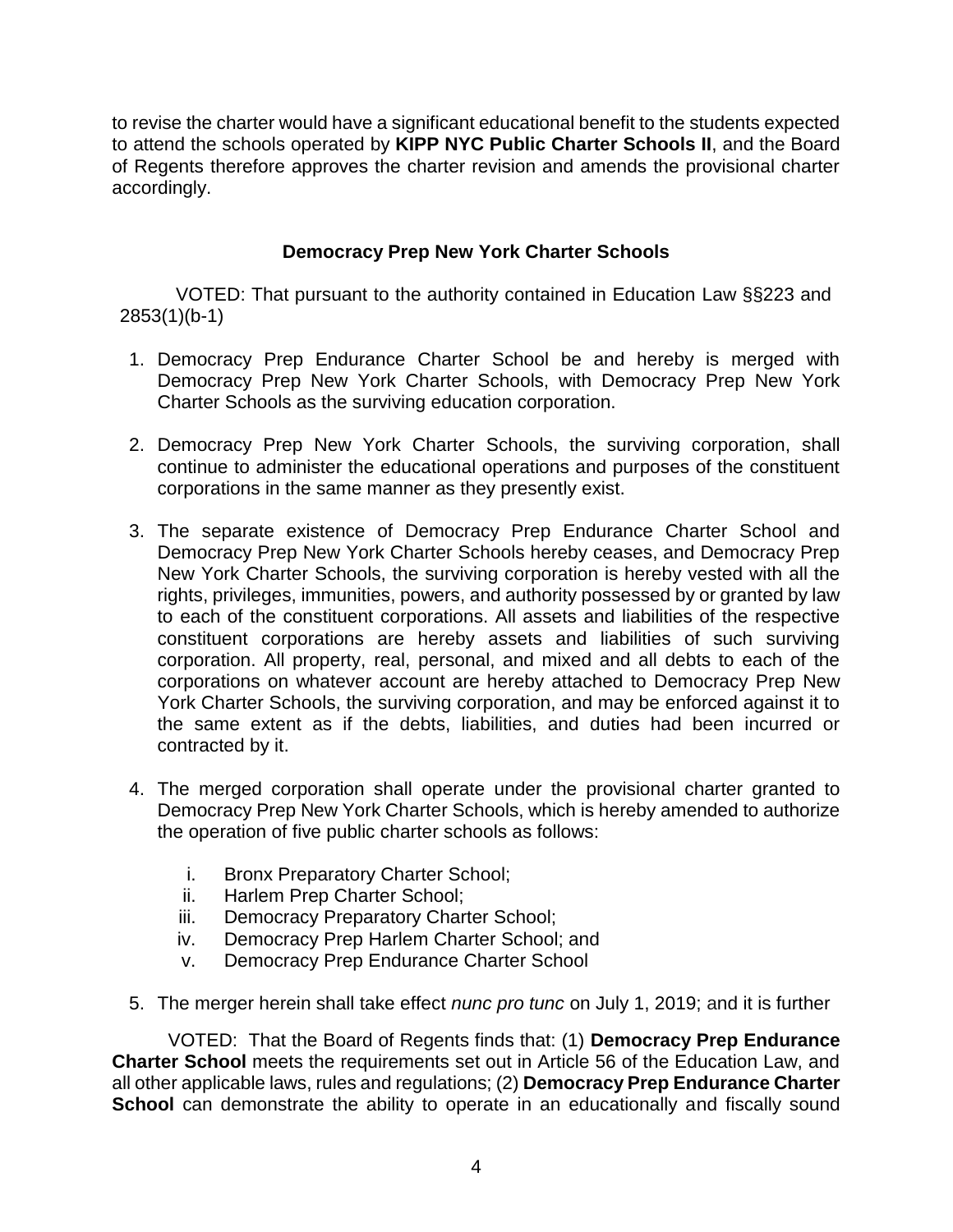to revise the charter would have a significant educational benefit to the students expected to attend the schools operated by **KIPP NYC Public Charter Schools II**, and the Board of Regents therefore approves the charter revision and amends the provisional charter accordingly.

### Democracy Prep New York Charter Schools

VOTED: That pursuant to the authority contained in Education Law §§223 and 2853(1)(b-1)

1. Democracy Prep Endurance Charter School be and hereby is merged with Democracy Prep New York Charter Schools, with Democracy Prep New York Charter Schools as the surviving education corporation.

2. Democracy Prep New York Charter Schools, the surviving corporation, shall continue to administer the educational operations and purposes of the constituent corporations in the same manner as they presently exist.

3. The separate existence of Democracy Prep Endurance Charter School and Democracy Prep New York Charter Schools hereby ceases, and Democracy Prep New York Charter Schools, the surviving corporation is hereby vested with all the rights, privileges, immunities, powers, and authority possessed by or granted by law to each of the constituent corporations. All assets and liabilities of the respective constituent corporations are hereby assets and liabilities of such surviving corporation. All property, real, personal, and mixed and all debts to each of the corporations on whatever account are hereby attached to Democracy Prep New York Charter Schools, the surviving corporation, and may be enforced against it to the same extent as if the debts, liabilities, and duties had been incurred or contracted by it.

4. The merged corporation shall operate under the provisional charter granted to Democracy Prep New York Charter Schools, which is hereby amended to authorize the operation of five public charter schools as follows:

   i. Bronx Preparatory Charter School;
   ii. Harlem Prep Charter School;
   iii. Democracy Preparatory Charter School;
   iv. Democracy Prep Harlem Charter School; and
   v. Democracy Prep Endurance Charter School

5. The merger herein shall take effect *nunc pro tunc* on July 1, 2019; and it is further

VOTED: That the Board of Regents finds that: (1) **Democracy Prep Endurance Charter School** meets the requirements set out in Article 56 of the Education Law, and all other applicable laws, rules and regulations; (2) **Democracy Prep Endurance Charter School** can demonstrate the ability to operate in an educationally and fiscally sound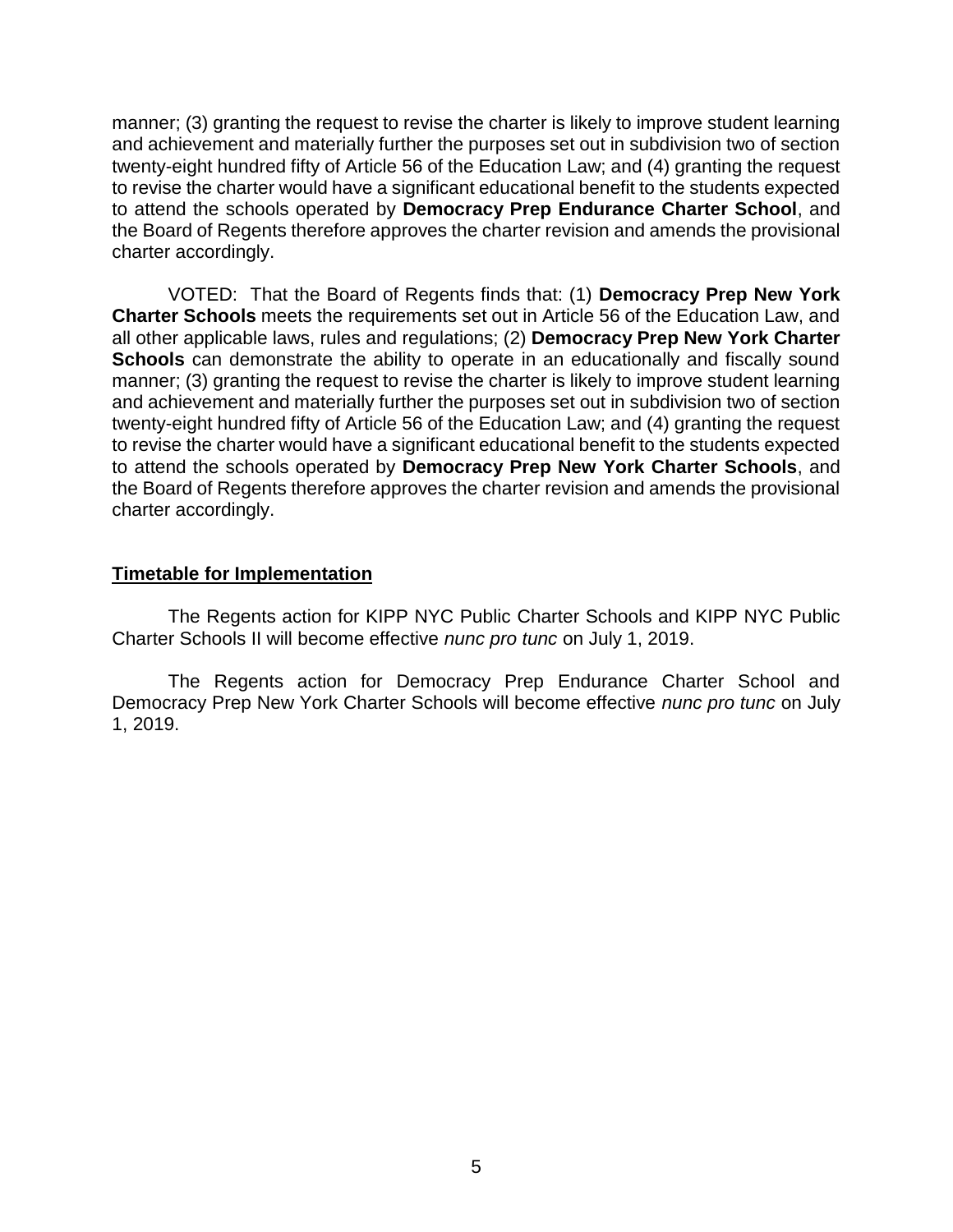manner; (3) granting the request to revise the charter is likely to improve student learning and achievement and materially further the purposes set out in subdivision two of section twenty-eight hundred fifty of Article 56 of the Education Law; and (4) granting the request to revise the charter would have a significant educational benefit to the students expected to attend the schools operated by **Democracy Prep Endurance Charter School**, and the Board of Regents therefore approves the charter revision and amends the provisional charter accordingly.

VOTED: That the Board of Regents finds that: (1) **Democracy Prep New York Charter Schools** meets the requirements set out in Article 56 of the Education Law, and all other applicable laws, rules and regulations; (2) **Democracy Prep New York Charter Schools** can demonstrate the ability to operate in an educationally and fiscally sound manner; (3) granting the request to revise the charter is likely to improve student learning and achievement and materially further the purposes set out in subdivision two of section twenty-eight hundred fifty of Article 56 of the Education Law; and (4) granting the request to revise the charter would have a significant educational benefit to the students expected to attend the schools operated by **Democracy Prep New York Charter Schools**, and the Board of Regents therefore approves the charter revision and amends the provisional charter accordingly.

**Timetable for Implementation**

The Regents action for KIPP NYC Public Charter Schools and KIPP NYC Public Charter Schools II will become effective *nunc pro tunc* on July 1, 2019.

The Regents action for Democracy Prep Endurance Charter School and Democracy Prep New York Charter Schools will become effective *nunc pro tunc* on July 1, 2019.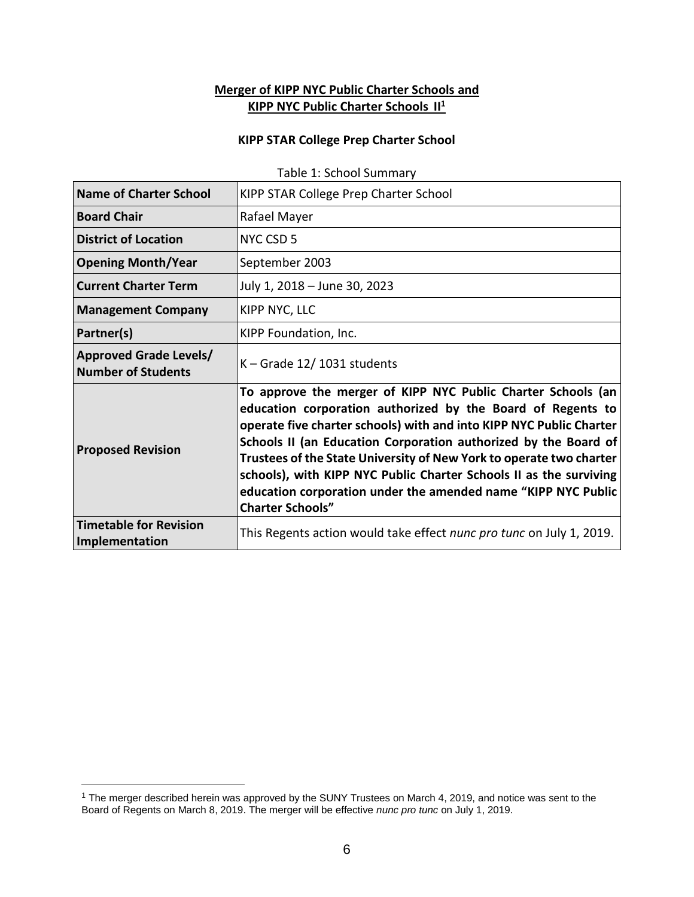**Merger of KIPP NYC Public Charter Schools and KIPP NYC Public Charter Schools II[1]**

**KIPP STAR College Prep Charter School**

Table 1: School Summary

| | |
|---|---|
| **Name of Charter School** | KIPP STAR College Prep Charter School |
| **Board Chair** | Rafael Mayer |
| **District of Location** | NYC CSD 5 |
| **Opening Month/Year** | September 2003 |
| **Current Charter Term** | July 1, 2018 – June 30, 2023 |
| **Management Company** | KIPP NYC, LLC |
| **Partner(s)** | KIPP Foundation, Inc. |
| **Approved Grade Levels/ Number of Students** | K – Grade 12/ 1031 students |
| **Proposed Revision** | **To approve the merger of KIPP NYC Public Charter Schools (an education corporation authorized by the Board of Regents to operate five charter schools) with and into KIPP NYC Public Charter Schools II (an Education Corporation authorized by the Board of Trustees of the State University of New York to operate two charter schools), with KIPP NYC Public Charter Schools II as the surviving education corporation under the amended name "KIPP NYC Public Charter Schools"** |
| **Timetable for Revision Implementation** | This Regents action would take effect *nunc pro tunc* on July 1, 2019. |

[1] The merger described herein was approved by the SUNY Trustees on March 4, 2019, and notice was sent to the Board of Regents on March 8, 2019. The merger will be effective *nunc pro tunc* on July 1, 2019.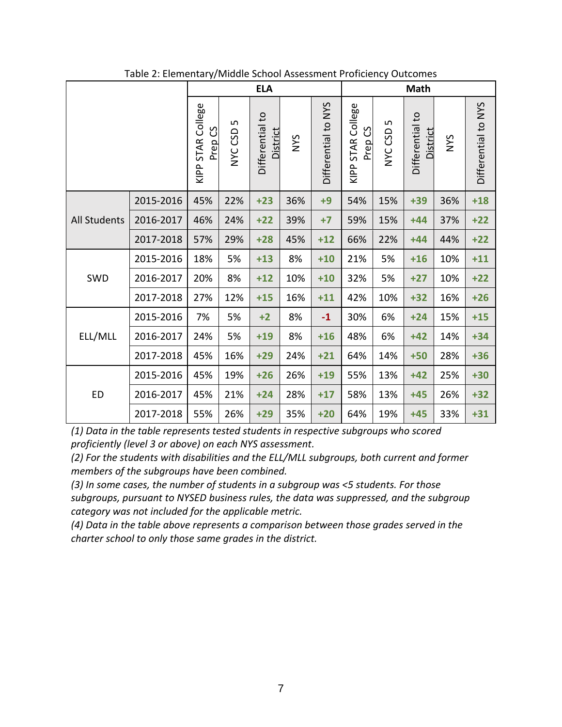Table 2: Elementary/Middle School Assessment Proficiency Outcomes

| | | ELA | | | | | Math | | | | |
|---|---|---|---|---|---|---|---|---|---|---|---|
| | | KIPP STAR College Prep CS | NYC CSD 5 | Differential to District | NYS | Differential to NYS | KIPP STAR College Prep CS | NYC CSD 5 | Differential to District | NYS | Differential to NYS |
| All Students | 2015-2016 | 45% | 22% | +23 | 36% | +9 | 54% | 15% | +39 | 36% | +18 |
| | 2016-2017 | 46% | 24% | +22 | 39% | +7 | 59% | 15% | +44 | 37% | +22 |
| | 2017-2018 | 57% | 29% | +28 | 45% | +12 | 66% | 22% | +44 | 44% | +22 |
| SWD | 2015-2016 | 18% | 5% | +13 | 8% | +10 | 21% | 5% | +16 | 10% | +11 |
| | 2016-2017 | 20% | 8% | +12 | 10% | +10 | 32% | 5% | +27 | 10% | +22 |
| | 2017-2018 | 27% | 12% | +15 | 16% | +11 | 42% | 10% | +32 | 16% | +26 |
| ELL/MLL | 2015-2016 | 7% | 5% | +2 | 8% | -1 | 30% | 6% | +24 | 15% | +15 |
| | 2016-2017 | 24% | 5% | +19 | 8% | +16 | 48% | 6% | +42 | 14% | +34 |
| | 2017-2018 | 45% | 16% | +29 | 24% | +21 | 64% | 14% | +50 | 28% | +36 |
| ED | 2015-2016 | 45% | 19% | +26 | 26% | +19 | 55% | 13% | +42 | 25% | +30 |
| | 2016-2017 | 45% | 21% | +24 | 28% | +17 | 58% | 13% | +45 | 26% | +32 |
| | 2017-2018 | 55% | 26% | +29 | 35% | +20 | 64% | 19% | +45 | 33% | +31 |

*(1) Data in the table represents tested students in respective subgroups who scored proficiently (level 3 or above) on each NYS assessment.*
*(2) For the students with disabilities and the ELL/MLL subgroups, both current and former members of the subgroups have been combined.*
*(3) In some cases, the number of students in a subgroup was <5 students. For those subgroups, pursuant to NYSED business rules, the data was suppressed, and the subgroup category was not included for the applicable metric.*
*(4) Data in the table above represents a comparison between those grades served in the charter school to only those same grades in the district.*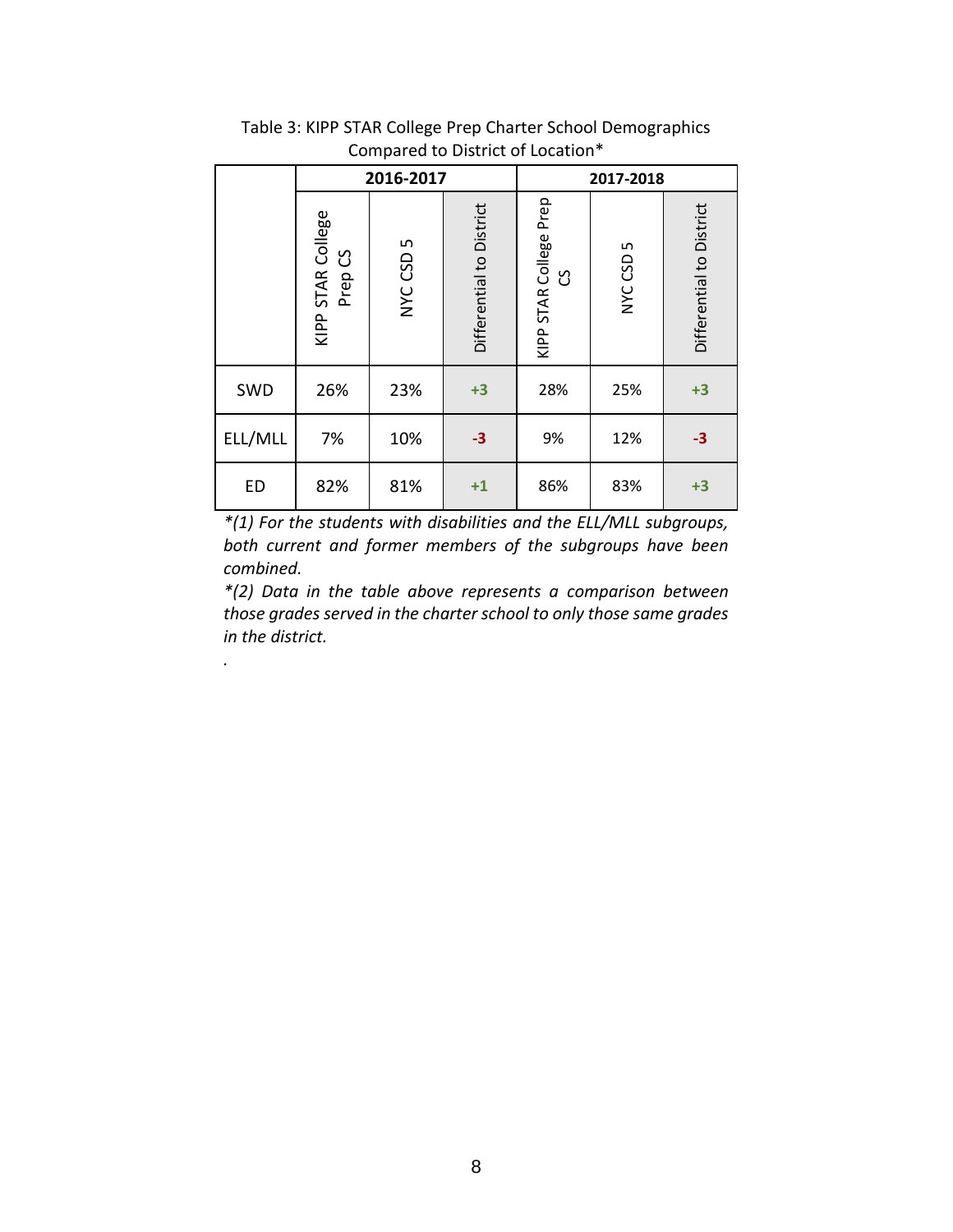Table 3: KIPP STAR College Prep Charter School Demographics Compared to District of Location*

| | 2016-2017 | | | 2017-2018 | | |
|---|---|---|---|---|---|---|
| | KIPP STAR College Prep CS | NYC CSD 5 | Differential to District | KIPP STAR College Prep CS | NYC CSD 5 | Differential to District |
| SWD | 26% | 23% | +3 | 28% | 25% | +3 |
| ELL/MLL | 7% | 10% | -3 | 9% | 12% | -3 |
| ED | 82% | 81% | +1 | 86% | 83% | +3 |

*\*(1) For the students with disabilities and the ELL/MLL subgroups, both current and former members of the subgroups have been combined.*

*\*(2) Data in the table above represents a comparison between those grades served in the charter school to only those same grades in the district.*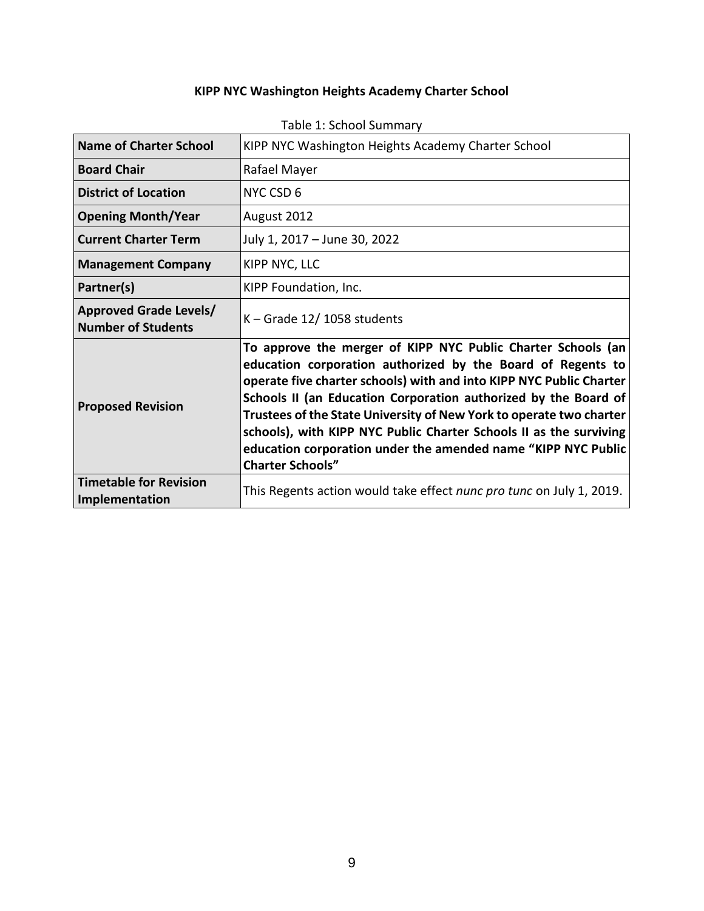**KIPP NYC Washington Heights Academy Charter School**

Table 1: School Summary

| | |
|---|---|
| **Name of Charter School** | KIPP NYC Washington Heights Academy Charter School |
| **Board Chair** | Rafael Mayer |
| **District of Location** | NYC CSD 6 |
| **Opening Month/Year** | August 2012 |
| **Current Charter Term** | July 1, 2017 – June 30, 2022 |
| **Management Company** | KIPP NYC, LLC |
| **Partner(s)** | KIPP Foundation, Inc. |
| **Approved Grade Levels/ Number of Students** | K – Grade 12/ 1058 students |
| **Proposed Revision** | **To approve the merger of KIPP NYC Public Charter Schools (an education corporation authorized by the Board of Regents to operate five charter schools) with and into KIPP NYC Public Charter Schools II (an Education Corporation authorized by the Board of Trustees of the State University of New York to operate two charter schools), with KIPP NYC Public Charter Schools II as the surviving education corporation under the amended name "KIPP NYC Public Charter Schools"** |
| **Timetable for Revision Implementation** | This Regents action would take effect *nunc pro tunc* on July 1, 2019. |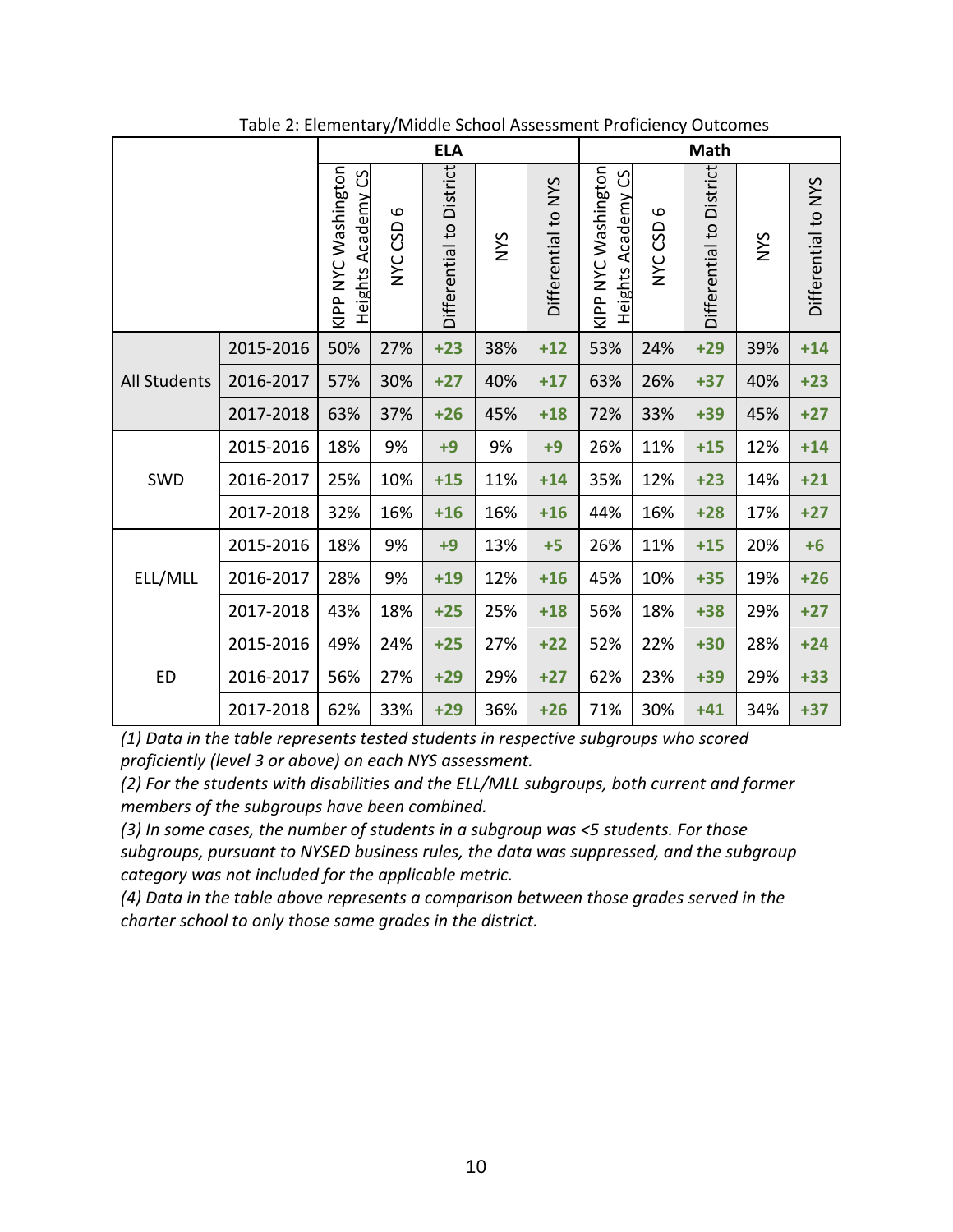Table 2: Elementary/Middle School Assessment Proficiency Outcomes

| | | ELA | | | | | Math | | | | |
|---|---|---|---|---|---|---|---|---|---|---|---|
| | | KIPP NYC Washington Heights Academy CS | NYC CSD 6 | Differential to District | NYS | Differential to NYS | KIPP NYC Washington Heights Academy CS | NYC CSD 6 | Differential to District | NYS | Differential to NYS |
| All Students | 2015-2016 | 50% | 27% | **+23** | 38% | **+12** | 53% | 24% | **+29** | 39% | **+14** |
| | 2016-2017 | 57% | 30% | **+27** | 40% | **+17** | 63% | 26% | **+37** | 40% | **+23** |
| | 2017-2018 | 63% | 37% | **+26** | 45% | **+18** | 72% | 33% | **+39** | 45% | **+27** |
| SWD | 2015-2016 | 18% | 9% | **+9** | 9% | **+9** | 26% | 11% | **+15** | 12% | **+14** |
| | 2016-2017 | 25% | 10% | **+15** | 11% | **+14** | 35% | 12% | **+23** | 14% | **+21** |
| | 2017-2018 | 32% | 16% | **+16** | 16% | **+16** | 44% | 16% | **+28** | 17% | **+27** |
| ELL/MLL | 2015-2016 | 18% | 9% | **+9** | 13% | **+5** | 26% | 11% | **+15** | 20% | **+6** |
| | 2016-2017 | 28% | 9% | **+19** | 12% | **+16** | 45% | 10% | **+35** | 19% | **+26** |
| | 2017-2018 | 43% | 18% | **+25** | 25% | **+18** | 56% | 18% | **+38** | 29% | **+27** |
| ED | 2015-2016 | 49% | 24% | **+25** | 27% | **+22** | 52% | 22% | **+30** | 28% | **+24** |
| | 2016-2017 | 56% | 27% | **+29** | 29% | **+27** | 62% | 23% | **+39** | 29% | **+33** |
| | 2017-2018 | 62% | 33% | **+29** | 36% | **+26** | 71% | 30% | **+41** | 34% | **+37** |

*(1) Data in the table represents tested students in respective subgroups who scored proficiently (level 3 or above) on each NYS assessment.*

*(2) For the students with disabilities and the ELL/MLL subgroups, both current and former members of the subgroups have been combined.*

*(3) In some cases, the number of students in a subgroup was <5 students. For those subgroups, pursuant to NYSED business rules, the data was suppressed, and the subgroup category was not included for the applicable metric.*

*(4) Data in the table above represents a comparison between those grades served in the charter school to only those same grades in the district.*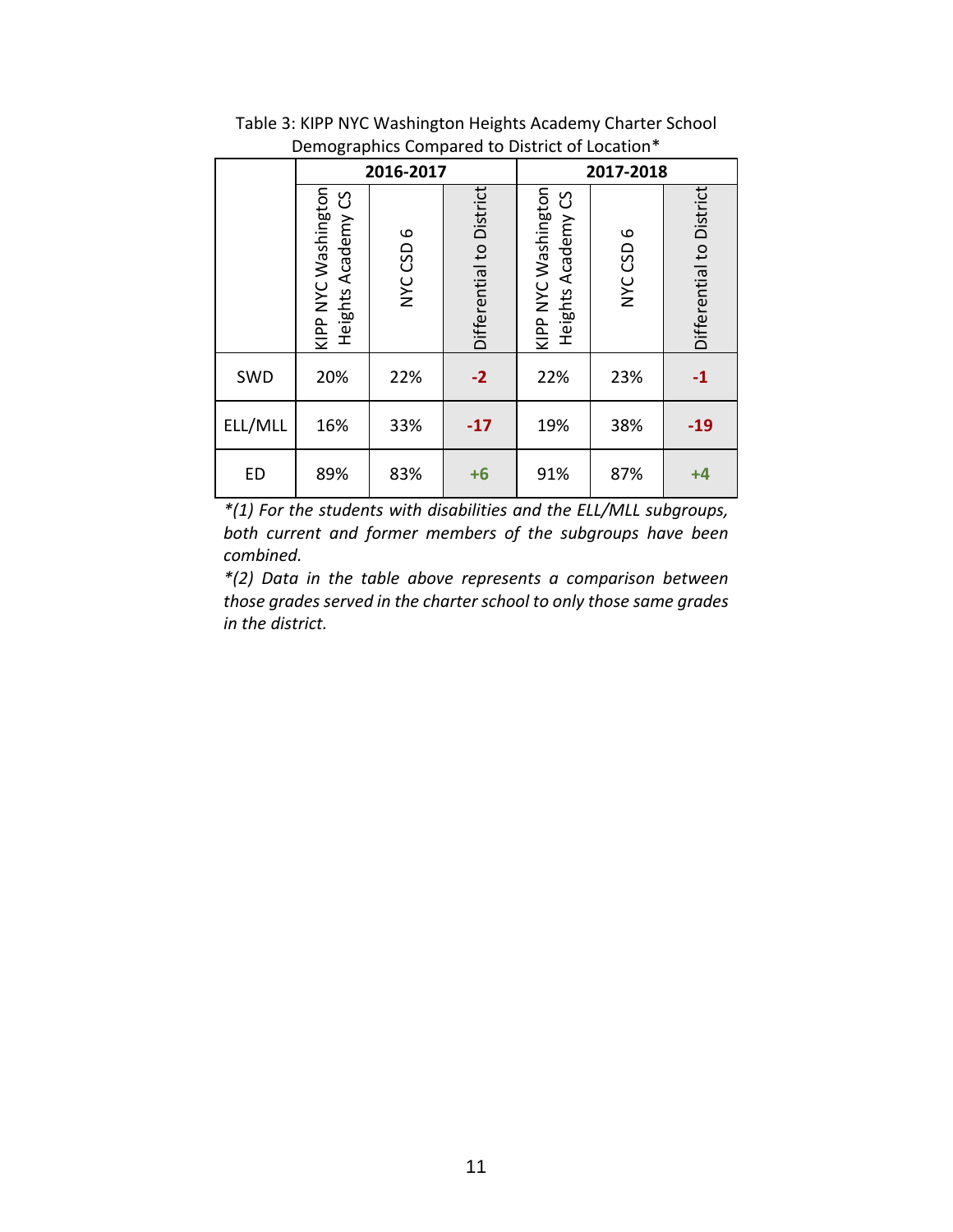Table 3: KIPP NYC Washington Heights Academy Charter School Demographics Compared to District of Location*

| | 2016-2017 | | | 2017-2018 | | |
|---|---|---|---|---|---|---|
| | KIPP NYC Washington Heights Academy CS | NYC CSD 6 | Differential to District | KIPP NYC Washington Heights Academy CS | NYC CSD 6 | Differential to District |
| SWD | 20% | 22% | **-2** | 22% | 23% | **-1** |
| ELL/MLL | 16% | 33% | **-17** | 19% | 38% | **-19** |
| ED | 89% | 83% | **+6** | 91% | 87% | **+4** |

*\*(1) For the students with disabilities and the ELL/MLL subgroups, both current and former members of the subgroups have been combined.*

*\*(2) Data in the table above represents a comparison between those grades served in the charter school to only those same grades in the district.*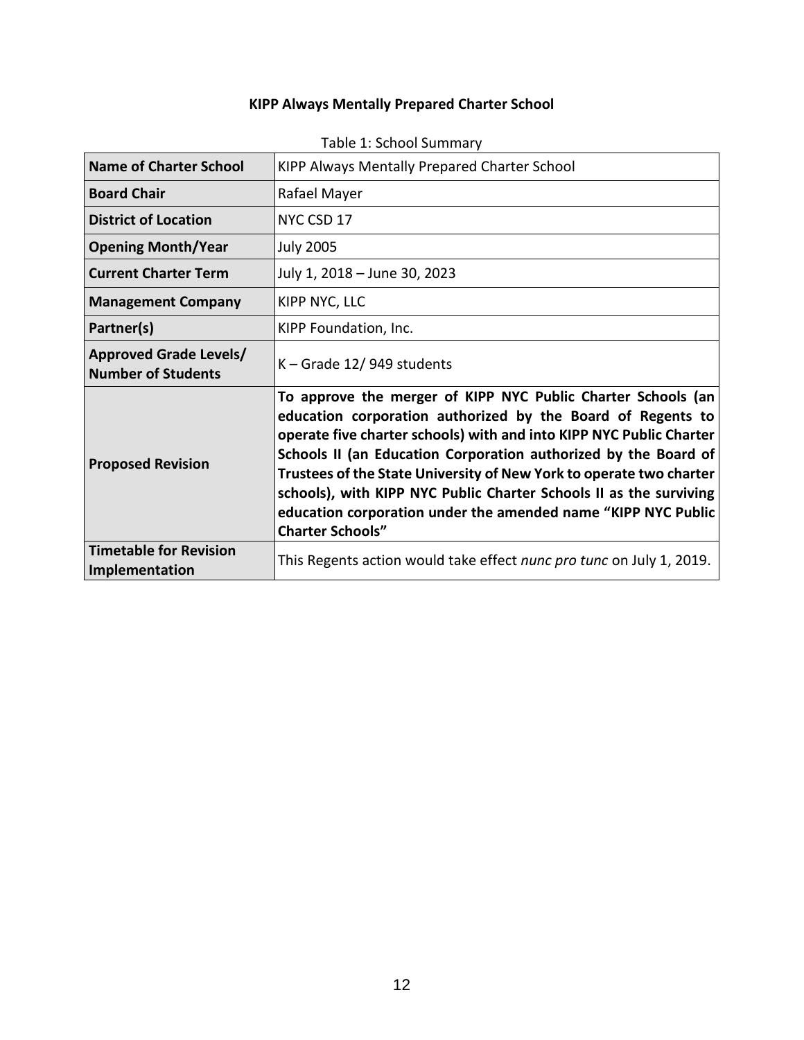**KIPP Always Mentally Prepared Charter School**

Table 1: School Summary

| | |
|---|---|
| **Name of Charter School** | KIPP Always Mentally Prepared Charter School |
| **Board Chair** | Rafael Mayer |
| **District of Location** | NYC CSD 17 |
| **Opening Month/Year** | July 2005 |
| **Current Charter Term** | July 1, 2018 – June 30, 2023 |
| **Management Company** | KIPP NYC, LLC |
| **Partner(s)** | KIPP Foundation, Inc. |
| **Approved Grade Levels/ Number of Students** | K – Grade 12/ 949 students |
| **Proposed Revision** | **To approve the merger of KIPP NYC Public Charter Schools (an education corporation authorized by the Board of Regents to operate five charter schools) with and into KIPP NYC Public Charter Schools II (an Education Corporation authorized by the Board of Trustees of the State University of New York to operate two charter schools), with KIPP NYC Public Charter Schools II as the surviving education corporation under the amended name "KIPP NYC Public Charter Schools"** |
| **Timetable for Revision Implementation** | This Regents action would take effect *nunc pro tunc* on July 1, 2019. |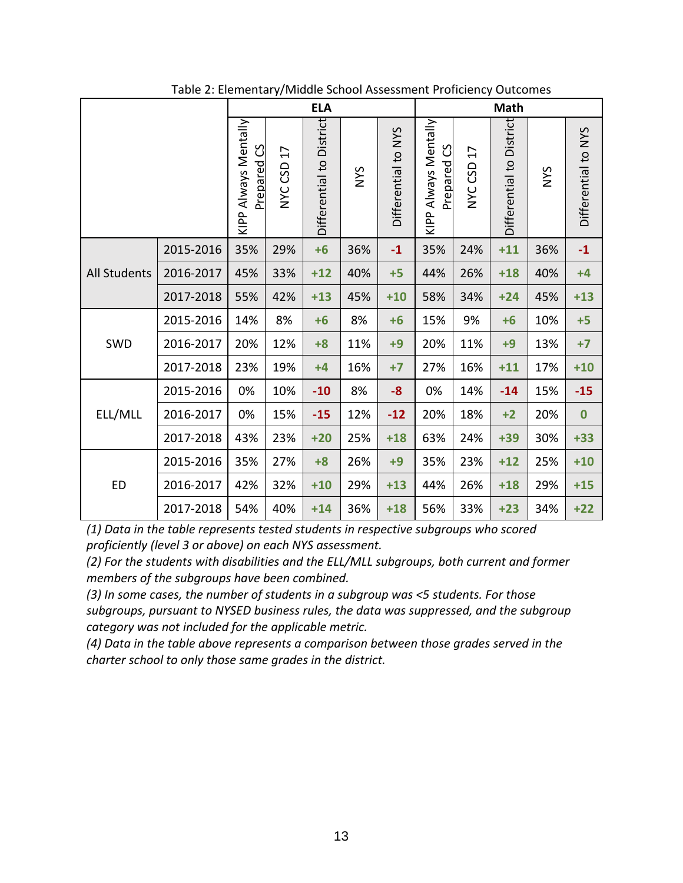Table 2: Elementary/Middle School Assessment Proficiency Outcomes

| | | ELA | | | | | Math | | | | |
|---|---|---|---|---|---|---|---|---|---|---|---|
| | | KIPP Always Mentally Prepared CS | NYC CSD 17 | Differential to District | NYS | Differential to NYS | KIPP Always Mentally Prepared CS | NYC CSD 17 | Differential to District | NYS | Differential to NYS |
| All Students | 2015-2016 | 35% | 29% | +6 | 36% | -1 | 35% | 24% | +11 | 36% | -1 |
| | 2016-2017 | 45% | 33% | +12 | 40% | +5 | 44% | 26% | +18 | 40% | +4 |
| | 2017-2018 | 55% | 42% | +13 | 45% | +10 | 58% | 34% | +24 | 45% | +13 |
| SWD | 2015-2016 | 14% | 8% | +6 | 8% | +6 | 15% | 9% | +6 | 10% | +5 |
| | 2016-2017 | 20% | 12% | +8 | 11% | +9 | 20% | 11% | +9 | 13% | +7 |
| | 2017-2018 | 23% | 19% | +4 | 16% | +7 | 27% | 16% | +11 | 17% | +10 |
| ELL/MLL | 2015-2016 | 0% | 10% | -10 | 8% | -8 | 0% | 14% | -14 | 15% | -15 |
| | 2016-2017 | 0% | 15% | -15 | 12% | -12 | 20% | 18% | +2 | 20% | 0 |
| | 2017-2018 | 43% | 23% | +20 | 25% | +18 | 63% | 24% | +39 | 30% | +33 |
| ED | 2015-2016 | 35% | 27% | +8 | 26% | +9 | 35% | 23% | +12 | 25% | +10 |
| | 2016-2017 | 42% | 32% | +10 | 29% | +13 | 44% | 26% | +18 | 29% | +15 |
| | 2017-2018 | 54% | 40% | +14 | 36% | +18 | 56% | 33% | +23 | 34% | +22 |

*(1) Data in the table represents tested students in respective subgroups who scored proficiently (level 3 or above) on each NYS assessment.*
*(2) For the students with disabilities and the ELL/MLL subgroups, both current and former members of the subgroups have been combined.*
*(3) In some cases, the number of students in a subgroup was <5 students. For those subgroups, pursuant to NYSED business rules, the data was suppressed, and the subgroup category was not included for the applicable metric.*
*(4) Data in the table above represents a comparison between those grades served in the charter school to only those same grades in the district.*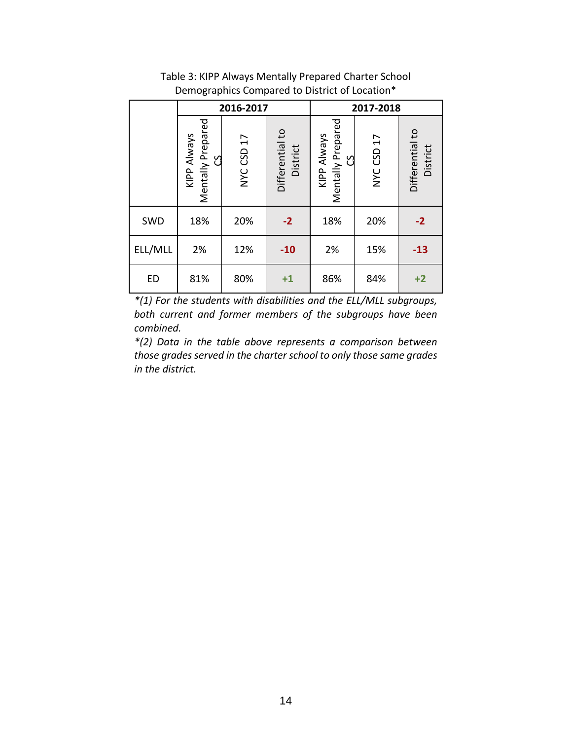Table 3: KIPP Always Mentally Prepared Charter School Demographics Compared to District of Location*

| | 2016-2017 | | | 2017-2018 | | |
|---|---|---|---|---|---|---|
| | KIPP Always Mentally Prepared CS | NYC CSD 17 | Differential to District | KIPP Always Mentally Prepared CS | NYC CSD 17 | Differential to District |
| SWD | 18% | 20% | **-2** | 18% | 20% | **-2** |
| ELL/MLL | 2% | 12% | **-10** | 2% | 15% | **-13** |
| ED | 81% | 80% | **+1** | 86% | 84% | **+2** |

*\*(1) For the students with disabilities and the ELL/MLL subgroups, both current and former members of the subgroups have been combined.*

*\*(2) Data in the table above represents a comparison between those grades served in the charter school to only those same grades in the district.*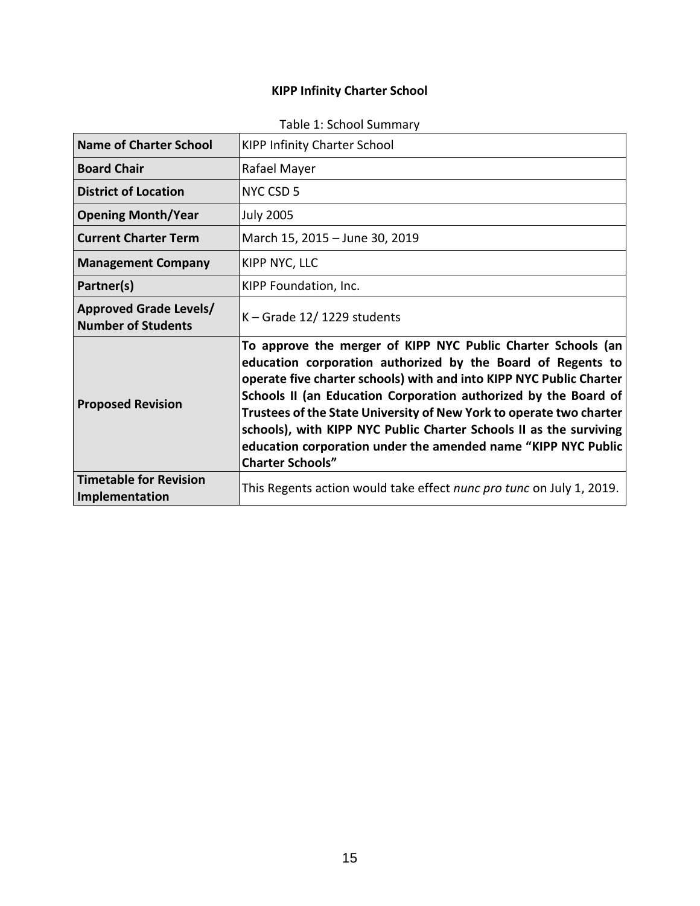# KIPP Infinity Charter School

Table 1: School Summary

| | |
|---|---|
| **Name of Charter School** | KIPP Infinity Charter School |
| **Board Chair** | Rafael Mayer |
| **District of Location** | NYC CSD 5 |
| **Opening Month/Year** | July 2005 |
| **Current Charter Term** | March 15, 2015 – June 30, 2019 |
| **Management Company** | KIPP NYC, LLC |
| **Partner(s)** | KIPP Foundation, Inc. |
| **Approved Grade Levels/ Number of Students** | K – Grade 12/ 1229 students |
| **Proposed Revision** | **To approve the merger of KIPP NYC Public Charter Schools (an education corporation authorized by the Board of Regents to operate five charter schools) with and into KIPP NYC Public Charter Schools II (an Education Corporation authorized by the Board of Trustees of the State University of New York to operate two charter schools), with KIPP NYC Public Charter Schools II as the surviving education corporation under the amended name "KIPP NYC Public Charter Schools"** |
| **Timetable for Revision Implementation** | This Regents action would take effect *nunc pro tunc* on July 1, 2019. |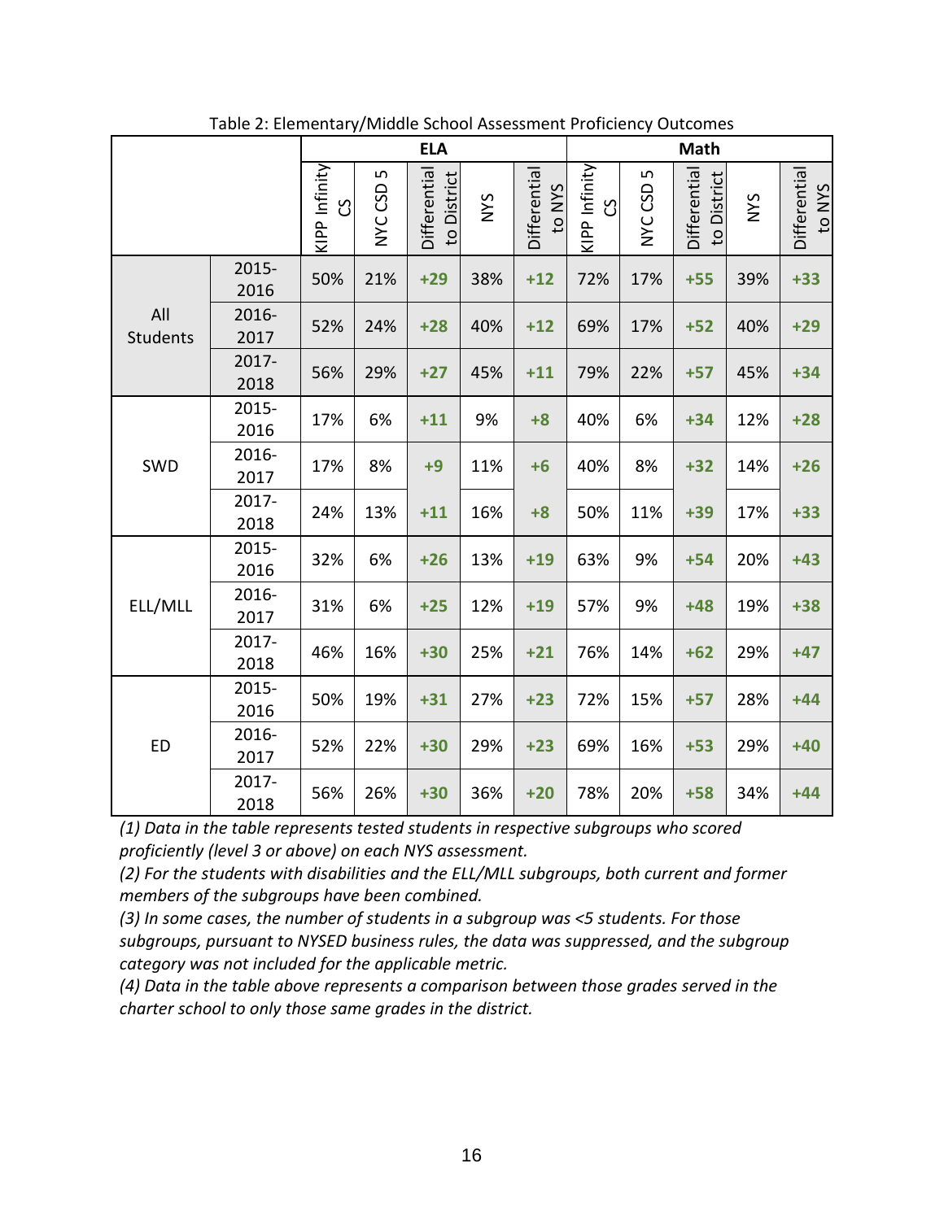Table 2: Elementary/Middle School Assessment Proficiency Outcomes

| | | ELA | | | | | Math | | | | |
|---|---|---|---|---|---|---|---|---|---|---|---|
| | | KIPP Infinity CS | NYC CSD 5 | Differential to District | NYS | Differential to NYS | KIPP Infinity CS | NYC CSD 5 | Differential to District | NYS | Differential to NYS |
| All Students | 2015-2016 | 50% | 21% | **+29** | 38% | **+12** | 72% | 17% | **+55** | 39% | **+33** |
| | 2016-2017 | 52% | 24% | **+28** | 40% | **+12** | 69% | 17% | **+52** | 40% | **+29** |
| | 2017-2018 | 56% | 29% | **+27** | 45% | **+11** | 79% | 22% | **+57** | 45% | **+34** |
| SWD | 2015-2016 | 17% | 6% | **+11** | 9% | **+8** | 40% | 6% | **+34** | 12% | **+28** |
| | 2016-2017 | 17% | 8% | **+9** | 11% | **+6** | 40% | 8% | **+32** | 14% | **+26** |
| | 2017-2018 | 24% | 13% | **+11** | 16% | **+8** | 50% | 11% | **+39** | 17% | **+33** |
| ELL/MLL | 2015-2016 | 32% | 6% | **+26** | 13% | **+19** | 63% | 9% | **+54** | 20% | **+43** |
| | 2016-2017 | 31% | 6% | **+25** | 12% | **+19** | 57% | 9% | **+48** | 19% | **+38** |
| | 2017-2018 | 46% | 16% | **+30** | 25% | **+21** | 76% | 14% | **+62** | 29% | **+47** |
| ED | 2015-2016 | 50% | 19% | **+31** | 27% | **+23** | 72% | 15% | **+57** | 28% | **+44** |
| | 2016-2017 | 52% | 22% | **+30** | 29% | **+23** | 69% | 16% | **+53** | 29% | **+40** |
| | 2017-2018 | 56% | 26% | **+30** | 36% | **+20** | 78% | 20% | **+58** | 34% | **+44** |

*(1) Data in the table represents tested students in respective subgroups who scored proficiently (level 3 or above) on each NYS assessment.*

*(2) For the students with disabilities and the ELL/MLL subgroups, both current and former members of the subgroups have been combined.*

*(3) In some cases, the number of students in a subgroup was <5 students. For those subgroups, pursuant to NYSED business rules, the data was suppressed, and the subgroup category was not included for the applicable metric.*

*(4) Data in the table above represents a comparison between those grades served in the charter school to only those same grades in the district.*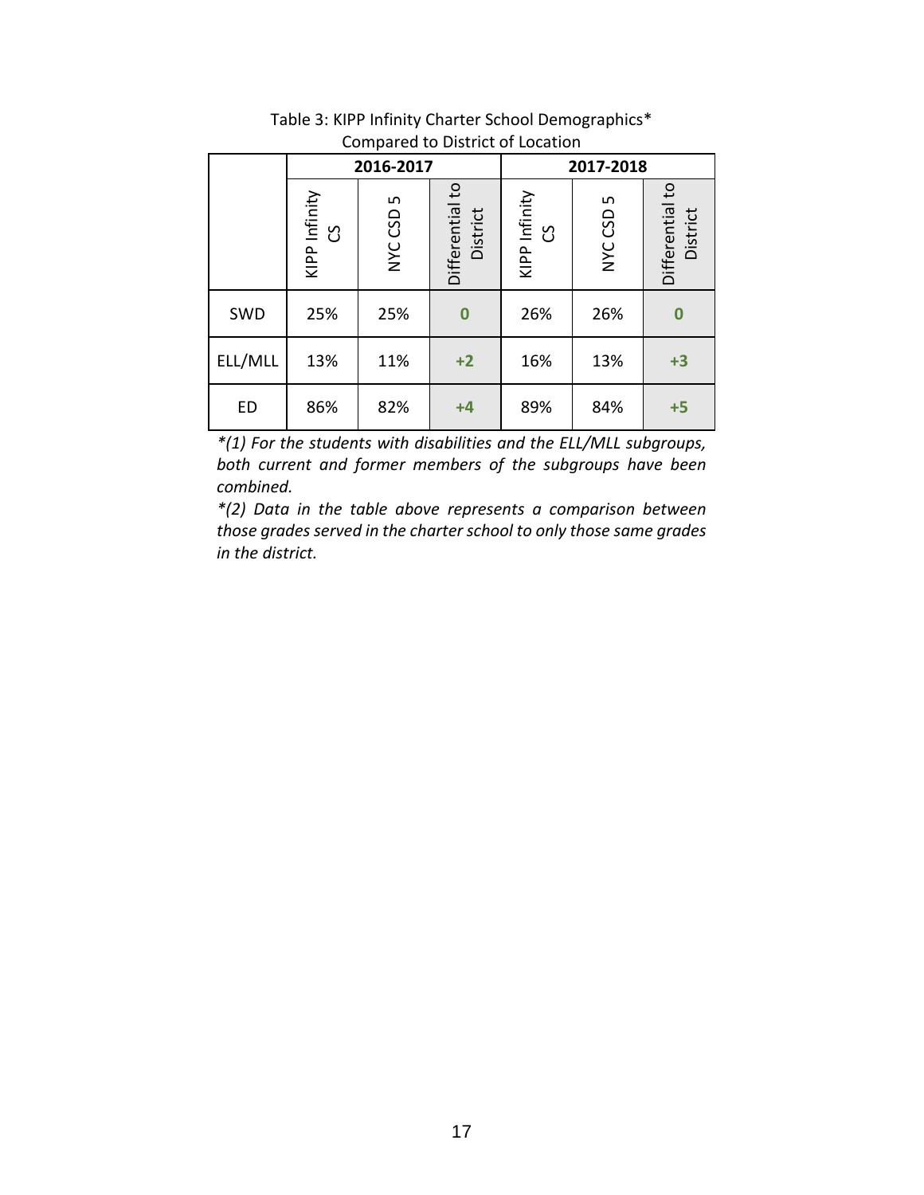Table 3: KIPP Infinity Charter School Demographics*
Compared to District of Location

| | 2016-2017 | | | 2017-2018 | | |
|---|---|---|---|---|---|---|
| | KIPP Infinity CS | NYC CSD 5 | Differential to District | KIPP Infinity CS | NYC CSD 5 | Differential to District |
| SWD | 25% | 25% | **0** | 26% | 26% | **0** |
| ELL/MLL | 13% | 11% | **+2** | 16% | 13% | **+3** |
| ED | 86% | 82% | **+4** | 89% | 84% | **+5** |

*\*(1) For the students with disabilities and the ELL/MLL subgroups, both current and former members of the subgroups have been combined.*

*\*(2) Data in the table above represents a comparison between those grades served in the charter school to only those same grades in the district.*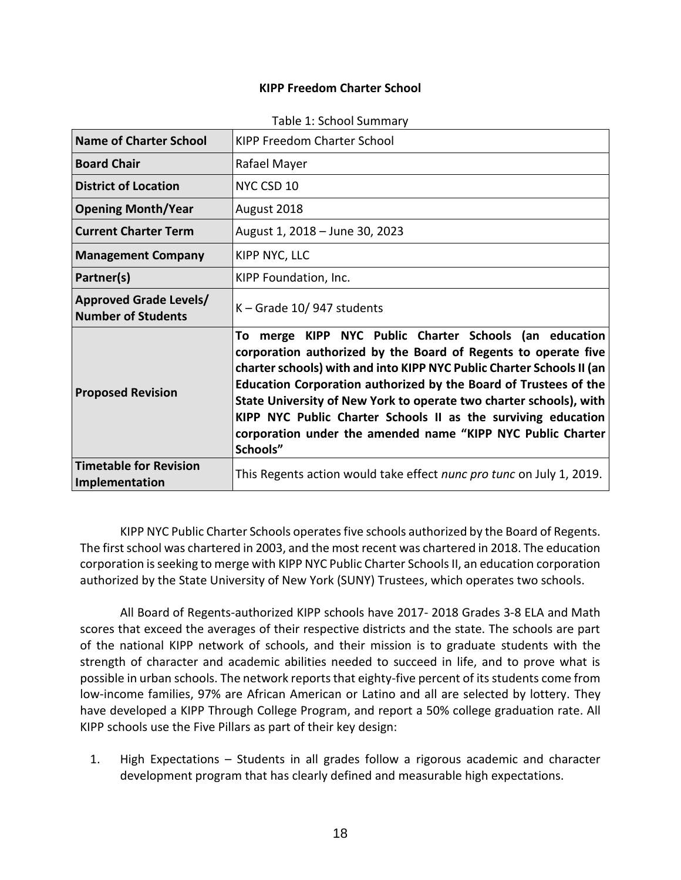**KIPP Freedom Charter School**

Table 1: School Summary

| | |
|---|---|
| **Name of Charter School** | KIPP Freedom Charter School |
| **Board Chair** | Rafael Mayer |
| **District of Location** | NYC CSD 10 |
| **Opening Month/Year** | August 2018 |
| **Current Charter Term** | August 1, 2018 – June 30, 2023 |
| **Management Company** | KIPP NYC, LLC |
| **Partner(s)** | KIPP Foundation, Inc. |
| **Approved Grade Levels/ Number of Students** | K – Grade 10/ 947 students |
| **Proposed Revision** | **To merge KIPP NYC Public Charter Schools (an education corporation authorized by the Board of Regents to operate five charter schools) with and into KIPP NYC Public Charter Schools II (an Education Corporation authorized by the Board of Trustees of the State University of New York to operate two charter schools), with KIPP NYC Public Charter Schools II as the surviving education corporation under the amended name "KIPP NYC Public Charter Schools"** |
| **Timetable for Revision Implementation** | This Regents action would take effect *nunc pro tunc* on July 1, 2019. |

KIPP NYC Public Charter Schools operates five schools authorized by the Board of Regents. The first school was chartered in 2003, and the most recent was chartered in 2018. The education corporation is seeking to merge with KIPP NYC Public Charter Schools II, an education corporation authorized by the State University of New York (SUNY) Trustees, which operates two schools.

All Board of Regents-authorized KIPP schools have 2017- 2018 Grades 3-8 ELA and Math scores that exceed the averages of their respective districts and the state. The schools are part of the national KIPP network of schools, and their mission is to graduate students with the strength of character and academic abilities needed to succeed in life, and to prove what is possible in urban schools. The network reports that eighty-five percent of its students come from low-income families, 97% are African American or Latino and all are selected by lottery. They have developed a KIPP Through College Program, and report a 50% college graduation rate. All KIPP schools use the Five Pillars as part of their key design:

1. High Expectations – Students in all grades follow a rigorous academic and character development program that has clearly defined and measurable high expectations.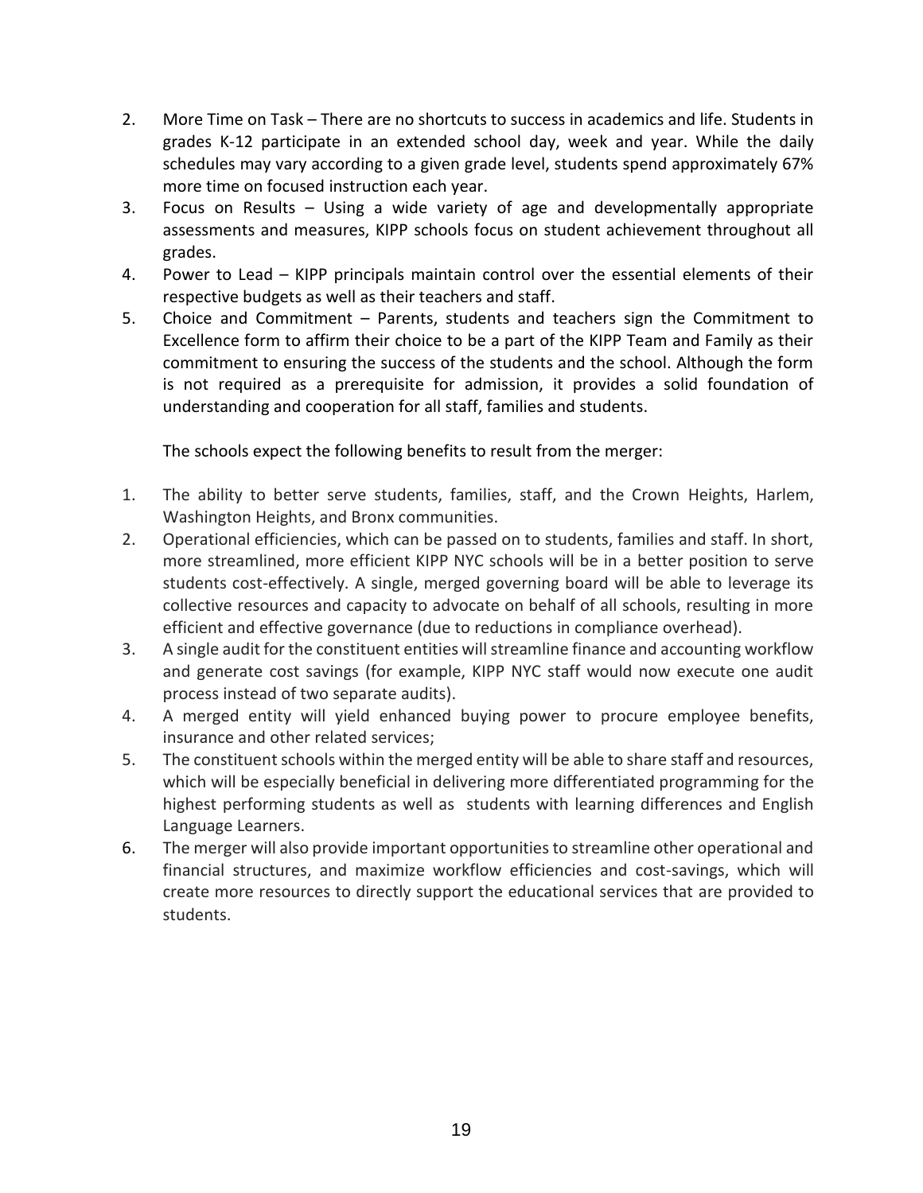2. More Time on Task – There are no shortcuts to success in academics and life. Students in grades K-12 participate in an extended school day, week and year. While the daily schedules may vary according to a given grade level, students spend approximately 67% more time on focused instruction each year.
3. Focus on Results – Using a wide variety of age and developmentally appropriate assessments and measures, KIPP schools focus on student achievement throughout all grades.
4. Power to Lead – KIPP principals maintain control over the essential elements of their respective budgets as well as their teachers and staff.
5. Choice and Commitment – Parents, students and teachers sign the Commitment to Excellence form to affirm their choice to be a part of the KIPP Team and Family as their commitment to ensuring the success of the students and the school. Although the form is not required as a prerequisite for admission, it provides a solid foundation of understanding and cooperation for all staff, families and students.

The schools expect the following benefits to result from the merger:

1. The ability to better serve students, families, staff, and the Crown Heights, Harlem, Washington Heights, and Bronx communities.
2. Operational efficiencies, which can be passed on to students, families and staff. In short, more streamlined, more efficient KIPP NYC schools will be in a better position to serve students cost-effectively. A single, merged governing board will be able to leverage its collective resources and capacity to advocate on behalf of all schools, resulting in more efficient and effective governance (due to reductions in compliance overhead).
3. A single audit for the constituent entities will streamline finance and accounting workflow and generate cost savings (for example, KIPP NYC staff would now execute one audit process instead of two separate audits).
4. A merged entity will yield enhanced buying power to procure employee benefits, insurance and other related services;
5. The constituent schools within the merged entity will be able to share staff and resources, which will be especially beneficial in delivering more differentiated programming for the highest performing students as well as students with learning differences and English Language Learners.
6. The merger will also provide important opportunities to streamline other operational and financial structures, and maximize workflow efficiencies and cost-savings, which will create more resources to directly support the educational services that are provided to students.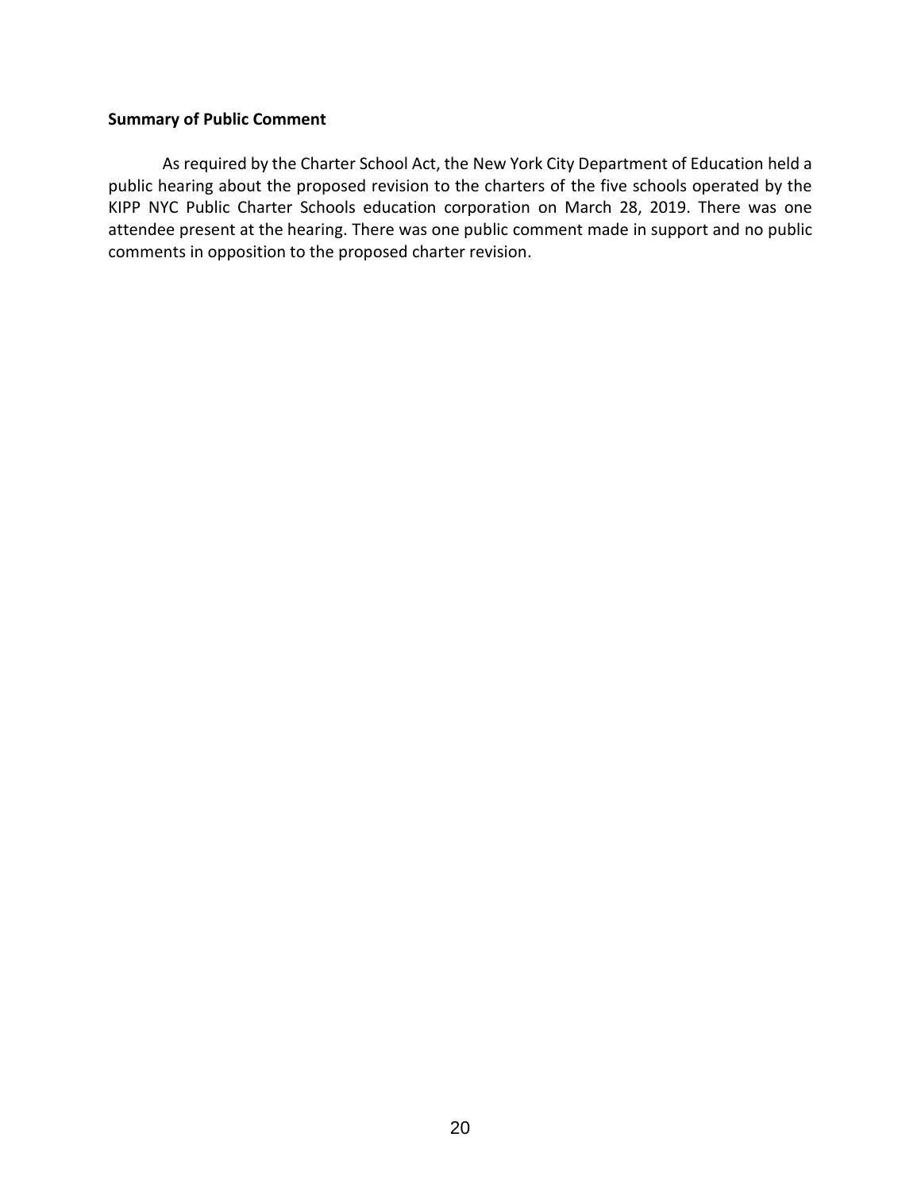**Summary of Public Comment**

As required by the Charter School Act, the New York City Department of Education held a public hearing about the proposed revision to the charters of the five schools operated by the KIPP NYC Public Charter Schools education corporation on March 28, 2019. There was one attendee present at the hearing. There was one public comment made in support and no public comments in opposition to the proposed charter revision.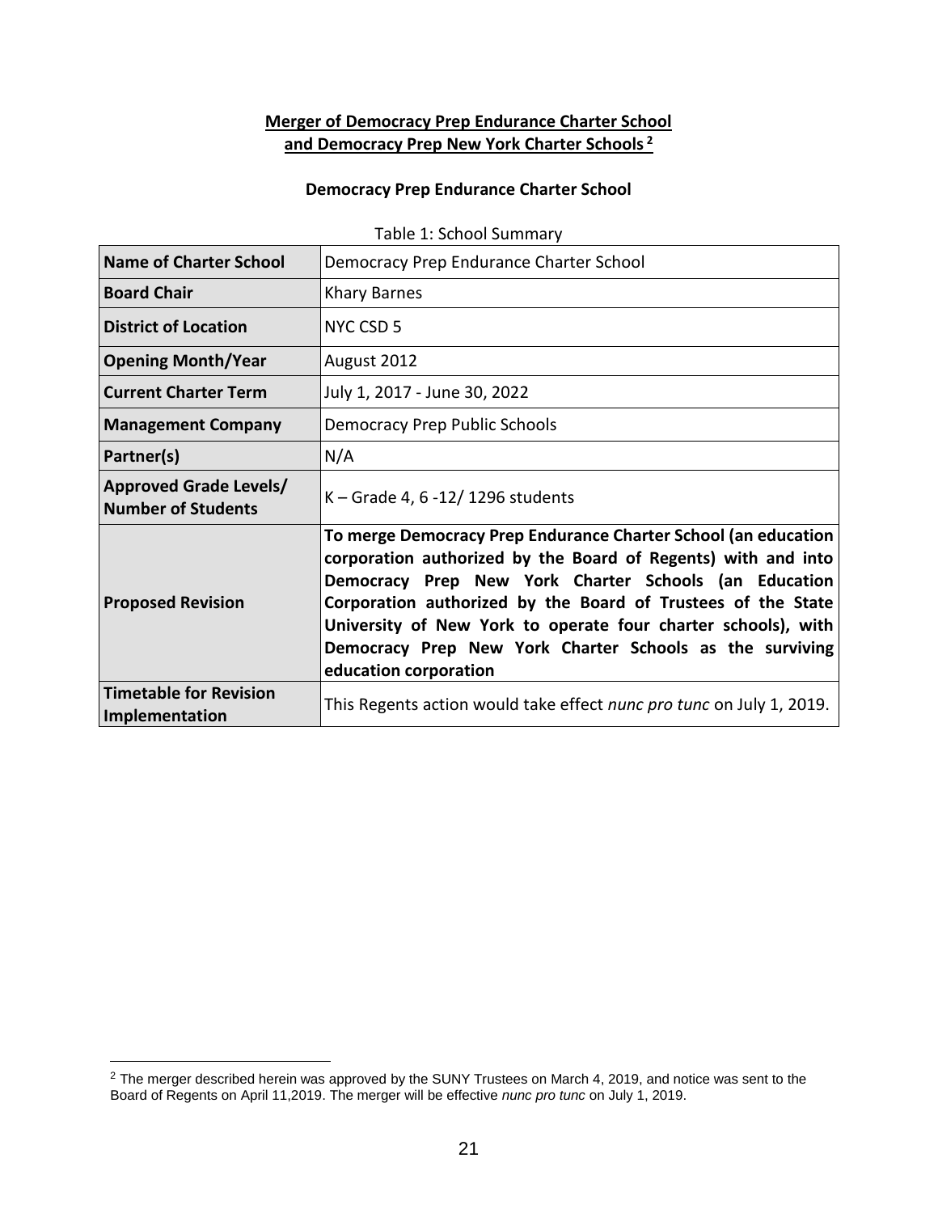**Merger of Democracy Prep Endurance Charter School and Democracy Prep New York Charter Schools [2]**

**Democracy Prep Endurance Charter School**

Table 1: School Summary

| **Name of Charter School** | Democracy Prep Endurance Charter School |
|---|---|
| **Board Chair** | Khary Barnes |
| **District of Location** | NYC CSD 5 |
| **Opening Month/Year** | August 2012 |
| **Current Charter Term** | July 1, 2017 - June 30, 2022 |
| **Management Company** | Democracy Prep Public Schools |
| **Partner(s)** | N/A |
| **Approved Grade Levels/ Number of Students** | K – Grade 4, 6 -12/ 1296 students |
| **Proposed Revision** | **To merge Democracy Prep Endurance Charter School (an education corporation authorized by the Board of Regents) with and into Democracy Prep New York Charter Schools (an Education Corporation authorized by the Board of Trustees of the State University of New York to operate four charter schools), with Democracy Prep New York Charter Schools as the surviving education corporation** |
| **Timetable for Revision Implementation** | This Regents action would take effect *nunc pro tunc* on July 1, 2019. |

[2] The merger described herein was approved by the SUNY Trustees on March 4, 2019, and notice was sent to the Board of Regents on April 11,2019. The merger will be effective *nunc pro tunc* on July 1, 2019.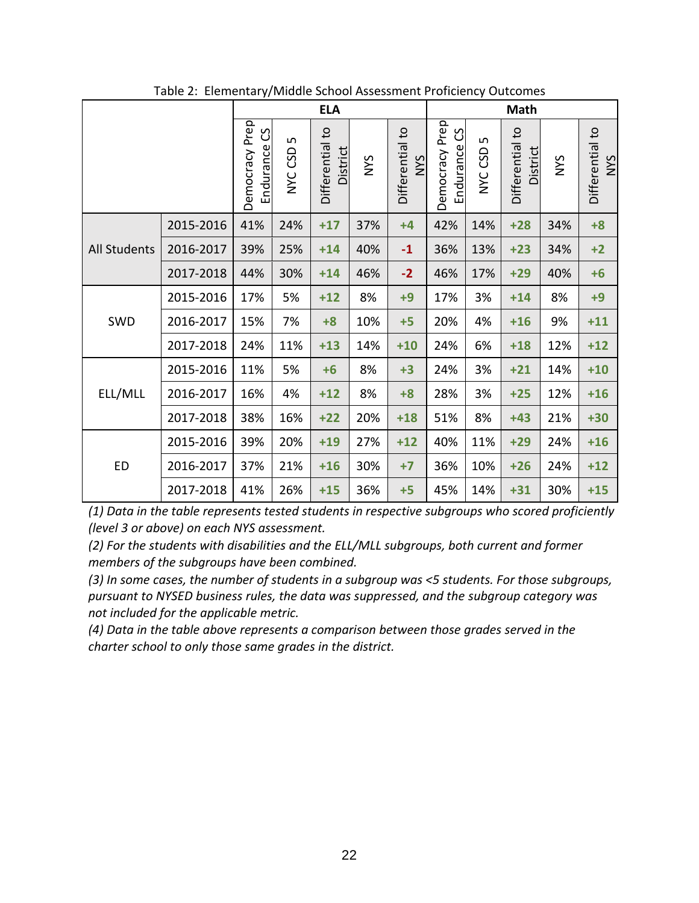Table 2: Elementary/Middle School Assessment Proficiency Outcomes

| | | ELA | | | | | Math | | | | |
|---|---|---|---|---|---|---|---|---|---|---|---|
| | | Democracy Prep Endurance CS | NYC CSD 5 | Differential to District | NYS | Differential to NYS | Democracy Prep Endurance CS | NYC CSD 5 | Differential to District | NYS | Differential to NYS |
| All Students | 2015-2016 | 41% | 24% | +17 | 37% | +4 | 42% | 14% | +28 | 34% | +8 |
| | 2016-2017 | 39% | 25% | +14 | 40% | -1 | 36% | 13% | +23 | 34% | +2 |
| | 2017-2018 | 44% | 30% | +14 | 46% | -2 | 46% | 17% | +29 | 40% | +6 |
| SWD | 2015-2016 | 17% | 5% | +12 | 8% | +9 | 17% | 3% | +14 | 8% | +9 |
| | 2016-2017 | 15% | 7% | +8 | 10% | +5 | 20% | 4% | +16 | 9% | +11 |
| | 2017-2018 | 24% | 11% | +13 | 14% | +10 | 24% | 6% | +18 | 12% | +12 |
| ELL/MLL | 2015-2016 | 11% | 5% | +6 | 8% | +3 | 24% | 3% | +21 | 14% | +10 |
| | 2016-2017 | 16% | 4% | +12 | 8% | +8 | 28% | 3% | +25 | 12% | +16 |
| | 2017-2018 | 38% | 16% | +22 | 20% | +18 | 51% | 8% | +43 | 21% | +30 |
| ED | 2015-2016 | 39% | 20% | +19 | 27% | +12 | 40% | 11% | +29 | 24% | +16 |
| | 2016-2017 | 37% | 21% | +16 | 30% | +7 | 36% | 10% | +26 | 24% | +12 |
| | 2017-2018 | 41% | 26% | +15 | 36% | +5 | 45% | 14% | +31 | 30% | +15 |

*(1) Data in the table represents tested students in respective subgroups who scored proficiently (level 3 or above) on each NYS assessment.*

*(2) For the students with disabilities and the ELL/MLL subgroups, both current and former members of the subgroups have been combined.*

*(3) In some cases, the number of students in a subgroup was <5 students. For those subgroups, pursuant to NYSED business rules, the data was suppressed, and the subgroup category was not included for the applicable metric.*

*(4) Data in the table above represents a comparison between those grades served in the charter school to only those same grades in the district.*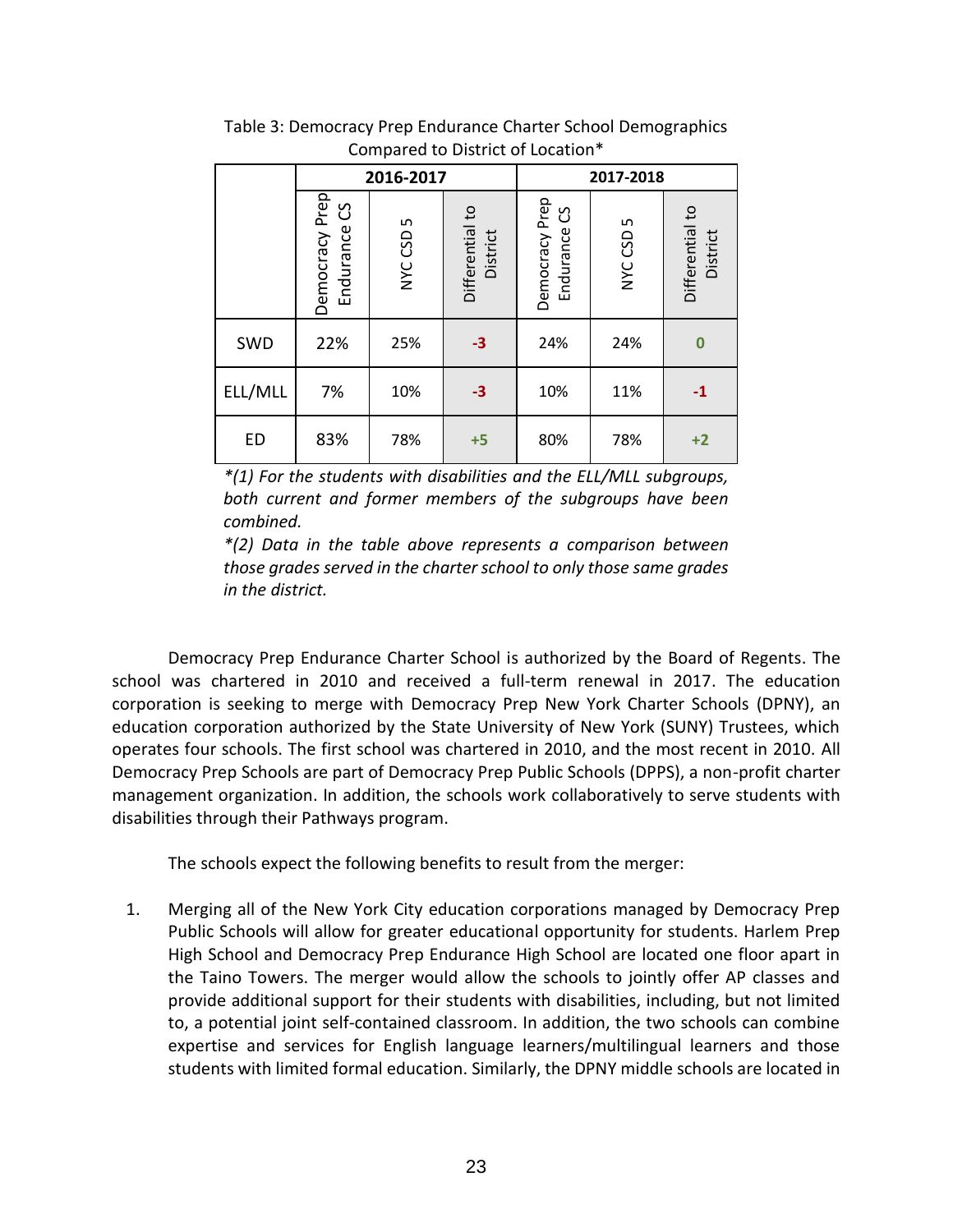Table 3: Democracy Prep Endurance Charter School Demographics Compared to District of Location*

| | 2016-2017 | | | 2017-2018 | | |
|---|---|---|---|---|---|---|
| | Democracy Prep Endurance CS | NYC CSD 5 | Differential to District | Democracy Prep Endurance CS | NYC CSD 5 | Differential to District |
| SWD | 22% | 25% | -3 | 24% | 24% | 0 |
| ELL/MLL | 7% | 10% | -3 | 10% | 11% | -1 |
| ED | 83% | 78% | +5 | 80% | 78% | +2 |

*\*(1) For the students with disabilities and the ELL/MLL subgroups, both current and former members of the subgroups have been combined.*

*\*(2) Data in the table above represents a comparison between those grades served in the charter school to only those same grades in the district.*

Democracy Prep Endurance Charter School is authorized by the Board of Regents. The school was chartered in 2010 and received a full-term renewal in 2017. The education corporation is seeking to merge with Democracy Prep New York Charter Schools (DPNY), an education corporation authorized by the State University of New York (SUNY) Trustees, which operates four schools. The first school was chartered in 2010, and the most recent in 2010. All Democracy Prep Schools are part of Democracy Prep Public Schools (DPPS), a non-profit charter management organization. In addition, the schools work collaboratively to serve students with disabilities through their Pathways program.

The schools expect the following benefits to result from the merger:

1. Merging all of the New York City education corporations managed by Democracy Prep Public Schools will allow for greater educational opportunity for students. Harlem Prep High School and Democracy Prep Endurance High School are located one floor apart in the Taino Towers. The merger would allow the schools to jointly offer AP classes and provide additional support for their students with disabilities, including, but not limited to, a potential joint self-contained classroom. In addition, the two schools can combine expertise and services for English language learners/multilingual learners and those students with limited formal education. Similarly, the DPNY middle schools are located in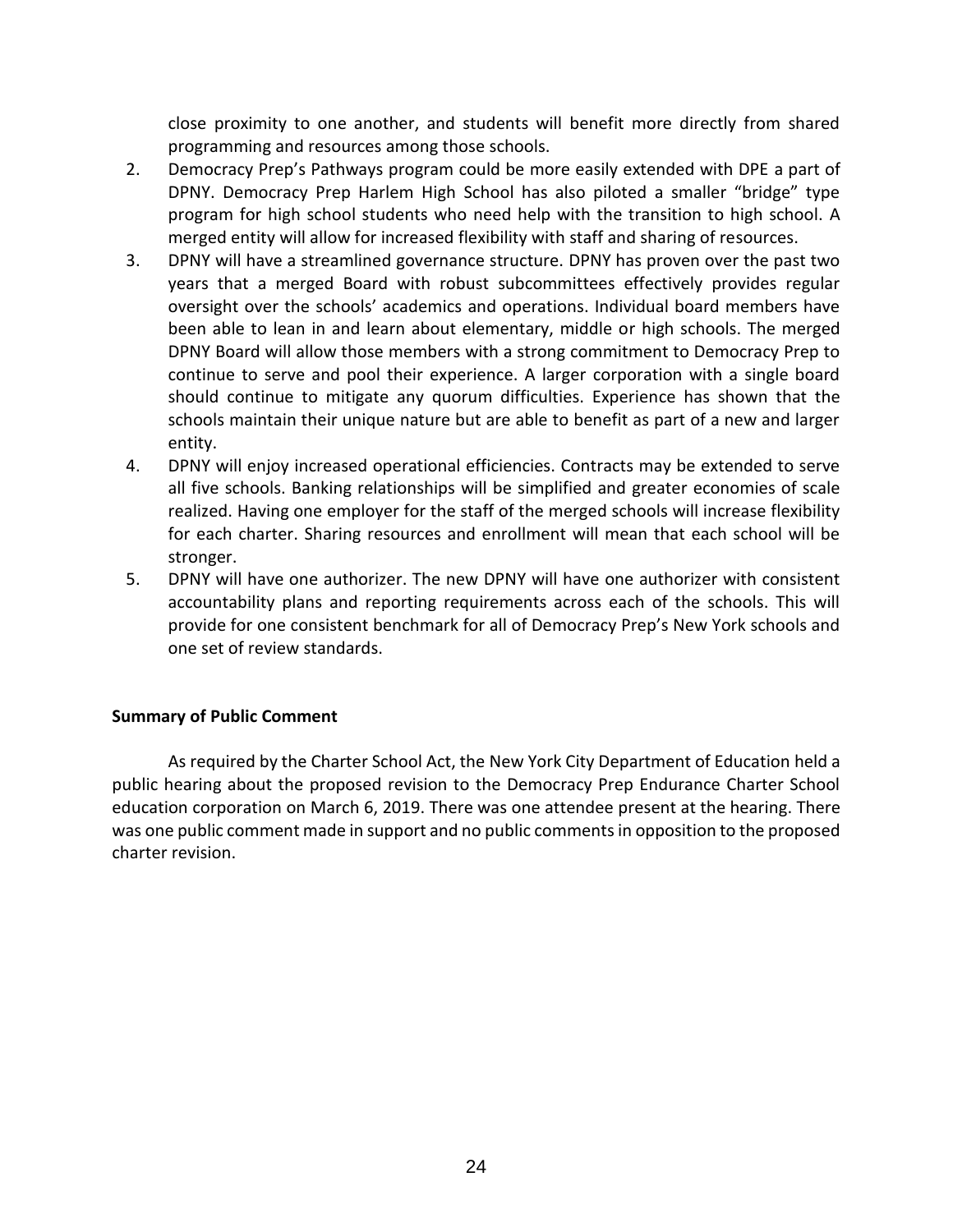close proximity to one another, and students will benefit more directly from shared programming and resources among those schools.

2. Democracy Prep's Pathways program could be more easily extended with DPE a part of DPNY. Democracy Prep Harlem High School has also piloted a smaller "bridge" type program for high school students who need help with the transition to high school. A merged entity will allow for increased flexibility with staff and sharing of resources.
3. DPNY will have a streamlined governance structure. DPNY has proven over the past two years that a merged Board with robust subcommittees effectively provides regular oversight over the schools' academics and operations. Individual board members have been able to lean in and learn about elementary, middle or high schools. The merged DPNY Board will allow those members with a strong commitment to Democracy Prep to continue to serve and pool their experience. A larger corporation with a single board should continue to mitigate any quorum difficulties. Experience has shown that the schools maintain their unique nature but are able to benefit as part of a new and larger entity.
4. DPNY will enjoy increased operational efficiencies. Contracts may be extended to serve all five schools. Banking relationships will be simplified and greater economies of scale realized. Having one employer for the staff of the merged schools will increase flexibility for each charter. Sharing resources and enrollment will mean that each school will be stronger.
5. DPNY will have one authorizer. The new DPNY will have one authorizer with consistent accountability plans and reporting requirements across each of the schools. This will provide for one consistent benchmark for all of Democracy Prep's New York schools and one set of review standards.

**Summary of Public Comment**

As required by the Charter School Act, the New York City Department of Education held a public hearing about the proposed revision to the Democracy Prep Endurance Charter School education corporation on March 6, 2019. There was one attendee present at the hearing. There was one public comment made in support and no public comments in opposition to the proposed charter revision.